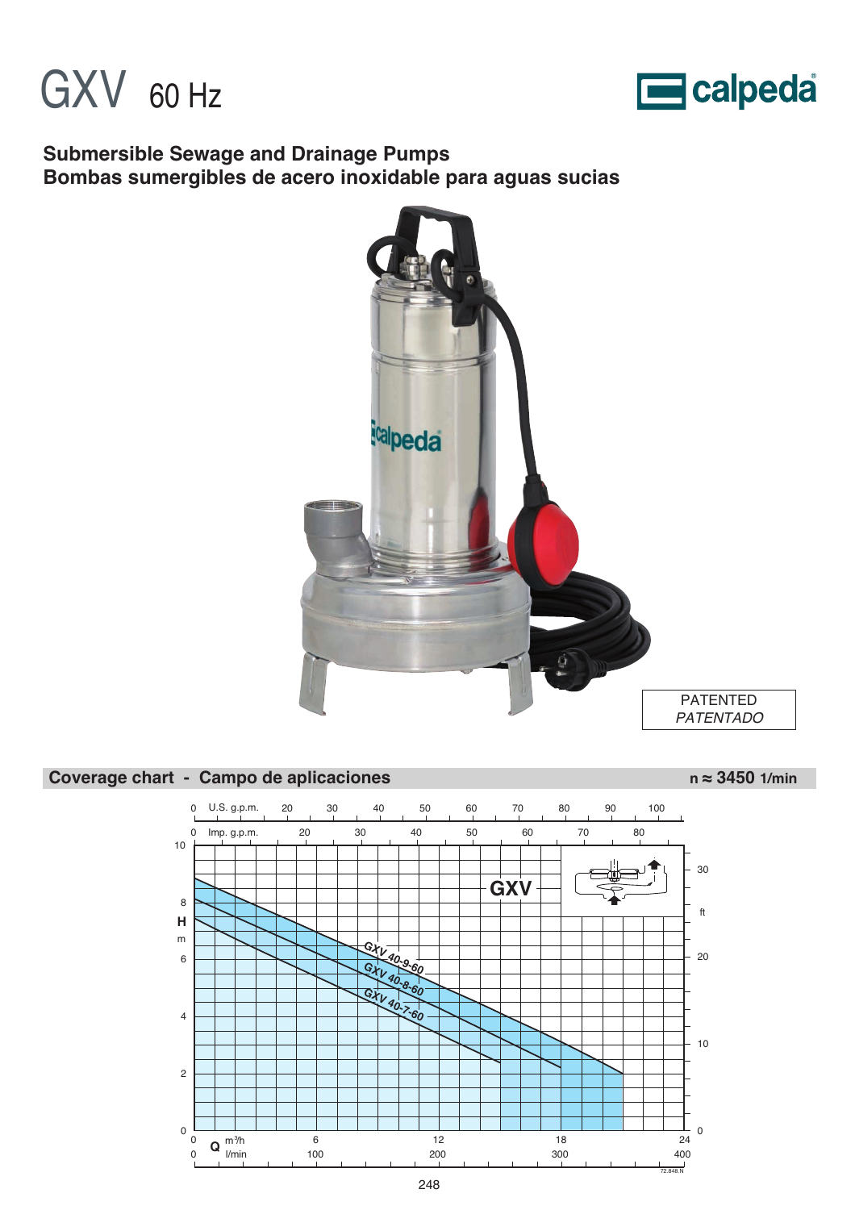# GXV 60 Hz

calpeda

**Submersible Sewage and Drainage Pumps**
**Bombas sumergibles de acero inoxidable para aguas sucias**

PATENTED
*PATENTADO*

## Coverage chart - Campo de aplicaciones

n ≈ 3450 1/min

GXV

GXV 40-9-60
GXV 40-8-60
GXV 40-7-60

H m: 0, 2, 4, 6, 8, 10
ft: 0, 10, 20, 30

U.S. g.p.m.: 0, 20, 30, 40, 50, 60, 70, 80, 90, 100
Imp. g.p.m.: 0, 20, 30, 40, 50, 60, 70, 80

Q $m^3/h$: 0, 6, 12, 18, 24
l/min: 0, 100, 200, 300, 400

72.848.N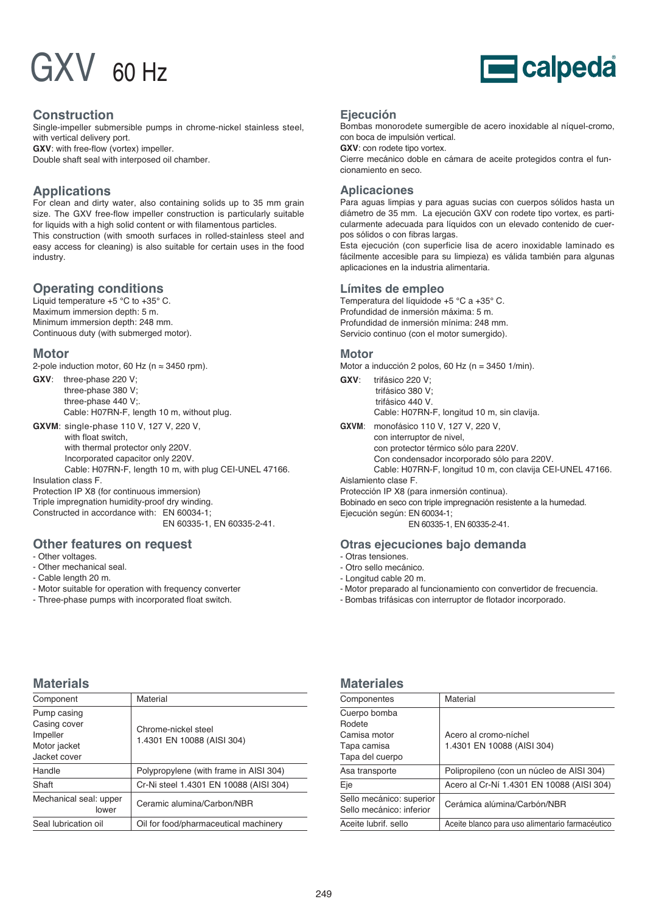# GXV 60 Hz

calpeda

## Construction

Single-impeller submersible pumps in chrome-nickel stainless steel, with vertical delivery port.
**GXV**: with free-flow (vortex) impeller.
Double shaft seal with interposed oil chamber.

## Applications

For clean and dirty water, also containing solids up to 35 mm grain size. The GXV free-flow impeller construction is particularly suitable for liquids with a high solid content or with filamentous particles.
This construction (with smooth surfaces in rolled-stainless steel and easy access for cleaning) is also suitable for certain uses in the food industry.

## Operating conditions

Liquid temperature +5 °C to +35° C.
Maximum immersion depth: 5 m.
Minimum immersion depth: 248 mm.
Continuous duty (with submerged motor).

## Motor

2-pole induction motor, 60 Hz (n ≈ 3450 rpm).

**GXV**: three-phase 220 V;
three-phase 380 V;
three-phase 440 V;.
Cable: H07RN-F, length 10 m, without plug.

**GXVM**: single-phase 110 V, 127 V, 220 V,
with float switch,
with thermal protector only 220V.
Incorporated capacitor only 220V.
Cable: H07RN-F, length 10 m, with plug CEI-UNEL 47166.

Insulation class F.
Protection IP X8 (for continuous immersion)
Triple impregnation humidity-proof dry winding.
Constructed in accordance with: EN 60034-1;
EN 60335-1, EN 60335-2-41.

## Other features on request

- Other voltages.
- Other mechanical seal.
- Cable length 20 m.
- Motor suitable for operation with frequency converter
- Three-phase pumps with incorporated float switch.

## Materials

| Component | Material |
|---|---|
| Pump casing<br>Casing cover<br>Impeller<br>Motor jacket<br>Jacket cover | Chrome-nickel steel<br>1.4301 EN 10088 (AISI 304) |
| Handle | Polypropylene (with frame in AISI 304) |
| Shaft | Cr-Ni steel 1.4301 EN 10088 (AISI 304) |
| Mechanical seal: upper<br>lower | Ceramic alumina/Carbon/NBR |
| Seal lubrication oil | Oil for food/pharmaceutical machinery |

## Ejecución

Bombas monorodete sumergible de acero inoxidable al níquel-cromo, con boca de impulsión vertical.
**GXV**: con rodete tipo vortex.
Cierre mecánico doble en cámara de aceite protegidos contra el funcionamiento en seco.

## Aplicaciones

Para aguas limpias y para aguas sucias con cuerpos sólidos hasta un diámetro de 35 mm. La ejecución GXV con rodete tipo vortex, es particularmente adecuada para líquidos con un elevado contenido de cuerpos sólidos o con fibras largas.
Esta ejecución (con superficie lisa de acero inoxidable laminado es fácilmente accesible para su limpieza) es válida también para algunas aplicaciones en la industria alimentaria.

## Límites de empleo

Temperatura del líquidode +5 °C a +35° C.
Profundidad de inmersión máxima: 5 m.
Profundidad de inmersión mínima: 248 mm.
Servicio continuo (con el motor sumergido).

## Motor

Motor a inducción 2 polos, 60 Hz (n = 3450 1/min).

**GXV**: trifásico 220 V;
trifásico 380 V;
trifásico 440 V.
Cable: H07RN-F, longitud 10 m, sin clavija.

**GXVM**: monofásico 110 V, 127 V, 220 V,
con interruptor de nivel,
con protector térmico sólo para 220V.
Con condensador incorporado sólo para 220V.
Cable: H07RN-F, longitud 10 m, con clavija CEI-UNEL 47166.

Aislamiento clase F.
Protección IP X8 (para inmersión continua).
Bobinado en seco con triple impregnación resistente a la humedad.
Ejecución según: EN 60034-1;
EN 60335-1, EN 60335-2-41.

## Otras ejecuciones bajo demanda

- Otras tensiones.
- Otro sello mecánico.
- Longitud cable 20 m.
- Motor preparado al funcionamiento con convertidor de frecuencia.
- Bombas trifásicas con interruptor de flotador incorporado.

## Materiales

| Componentes | Material |
|---|---|
| Cuerpo bomba<br>Rodete<br>Camisa motor<br>Tapa camisa<br>Tapa del cuerpo | Acero al cromo-níchel<br>1.4301 EN 10088 (AISI 304) |
| Asa transporte | Polipropileno (con un núcleo de AISI 304) |
| Eje | Acero al Cr-Ní 1.4301 EN 10088 (AISI 304) |
| Sello mecánico: superior<br>Sello mecánico: inferior | Cerámica alúmina/Carbón/NBR |
| Aceite lubrif. sello | Aceite blanco para uso alimentario farmacéutico |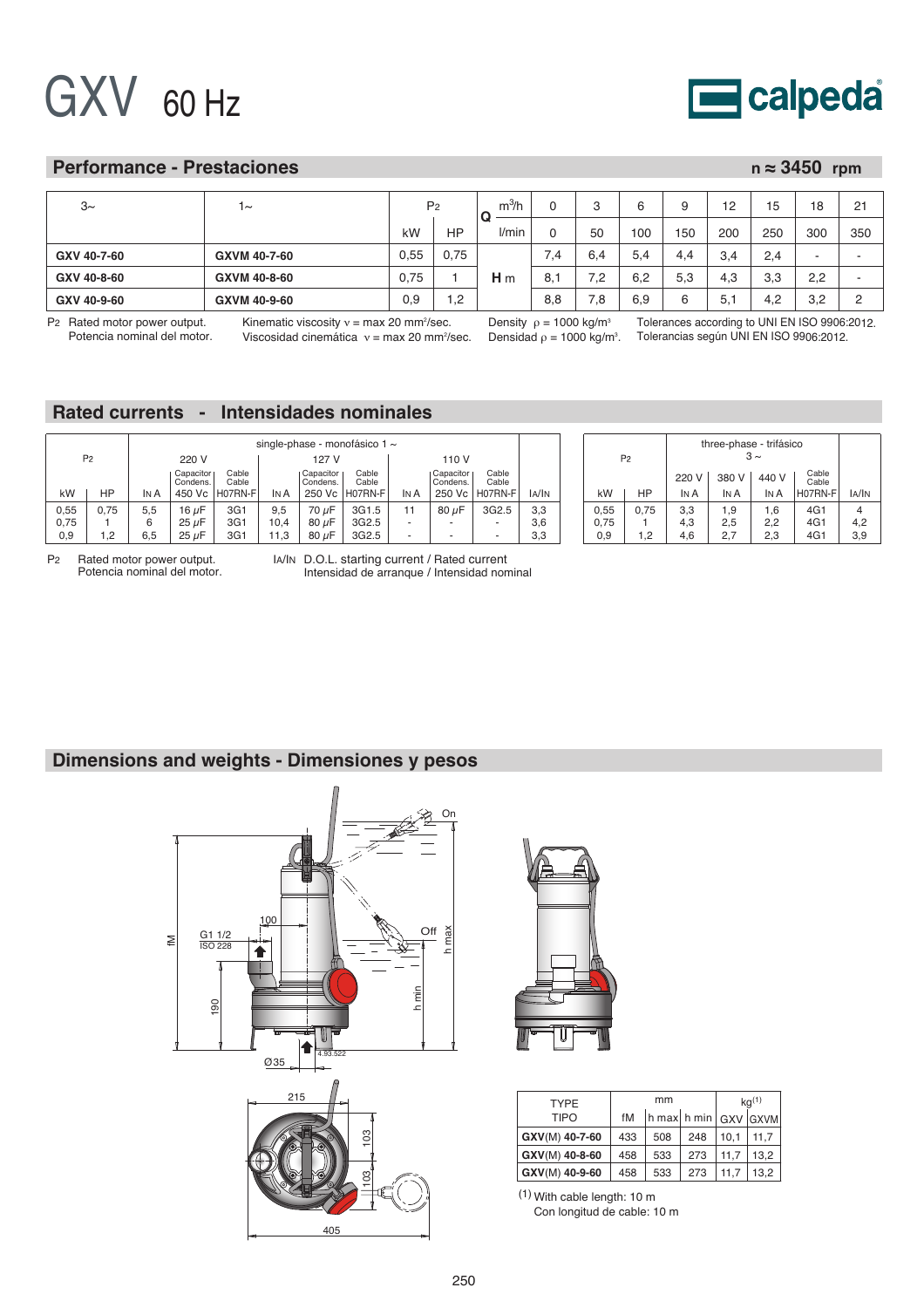# GXV 60 Hz

## Performance - Prestaciones

n ≈ 3450 rpm

| 3~ | 1~ | P2 | | Q $m^3/h$ | 0 | 3 | 6 | 9 | 12 | 15 | 18 | 21 |
|---|---|---|---|---|---|---|---|---|---|---|---|---|
| | | kW | HP | l/min | 0 | 50 | 100 | 150 | 200 | 250 | 300 | 350 |
| **GXV 40-7-60** | **GXVM 40-7-60** | 0,55 | 0,75 | **H** m | 7,4 | 6,4 | 5,4 | 4,4 | 3,4 | 2,4 | - | - |
| **GXV 40-8-60** | **GXVM 40-8-60** | 0,75 | 1 | | 8,1 | 7,2 | 6,2 | 5,3 | 4,3 | 3,3 | 2,2 | - |
| **GXV 40-9-60** | **GXVM 40-9-60** | 0,9 | 1,2 | | 8,8 | 7,8 | 6,9 | 6 | 5,1 | 4,2 | 3,2 | 2 |

P2 Rated motor power output. Potencia nominal del motor.

Kinematic viscosity ν = max 20 $mm^2$/sec. Viscosidad cinemática ν = max 20 $mm^2$/sec.

Density ρ = 1000 $kg/m^3$ Densidad ρ = 1000 $kg/m^3$.

Tolerances according to UNI EN ISO 9906:2012. Tolerancias según UNI EN ISO 9906:2012.

## Rated currents - Intensidades nominales

| P2 | | single-phase - monofásico 1 ~ | | | | | | | | | |
|---|---|---|---|---|---|---|---|---|---|---|---|
| | | 220 V | | | 127 V | | | 110 V | | | |
| | | | Capacitor Condens. | Cable Cable | | Capacitor Condens. | Cable Cable | | Capacitor Condens. | Cable Cable | |
| kW | HP | IN A | 450 Vc | H07RN-F | IN A | 250 Vc | H07RN-F | IN A | 250 Vc | H07RN-F | IA/IN |
| 0,55 | 0,75 | 5,5 | 16 μF | 3G1 | 9,5 | 70 μF | 3G1.5 | 11 | 80 μF | 3G2.5 | 3,3 |
| 0,75 | 1 | 6 | 25 μF | 3G1 | 10,4 | 80 μF | 3G2.5 | - | - | - | 3,6 |
| 0,9 | 1,2 | 6,5 | 25 μF | 3G1 | 11,3 | 80 μF | 3G2.5 | - | - | - | 3,3 |

| P2 | | three-phase - trifásico 3 ~ | | | | |
|---|---|---|---|---|---|---|
| | | 220 V | 380 V | 440 V | Cable Cable | |
| kW | HP | IN A | IN A | IN A | H07RN-F | IA/IN |
| 0,55 | 0,75 | 3,3 | 1,9 | 1,6 | 4G1 | 4 |
| 0,75 | 1 | 4,3 | 2,5 | 2,2 | 4G1 | 4,2 |
| 0,9 | 1,2 | 4,6 | 2,7 | 2,3 | 4G1 | 3,9 |

P2 Rated motor power output. Potencia nominal del motor.

IA/IN D.O.L. starting current / Rated current. Intensidad de arranque / Intensidad nominal

## Dimensions and weights - Dimensiones y pesos

| TYPE TIPO | mm | | | kg(1) | |
|---|---|---|---|---|---|
| | fM | h max | h min | GXV | GXVM |
| **GXV**(M) **40-7-60** | 433 | 508 | 248 | 10,1 | 11,7 |
| **GXV**(M) **40-8-60** | 458 | 533 | 273 | 11,7 | 13,2 |
| **GXV**(M) **40-9-60** | 458 | 533 | 273 | 11,7 | 13,2 |

(1) With cable length: 10 m. Con longitud de cable: 10 m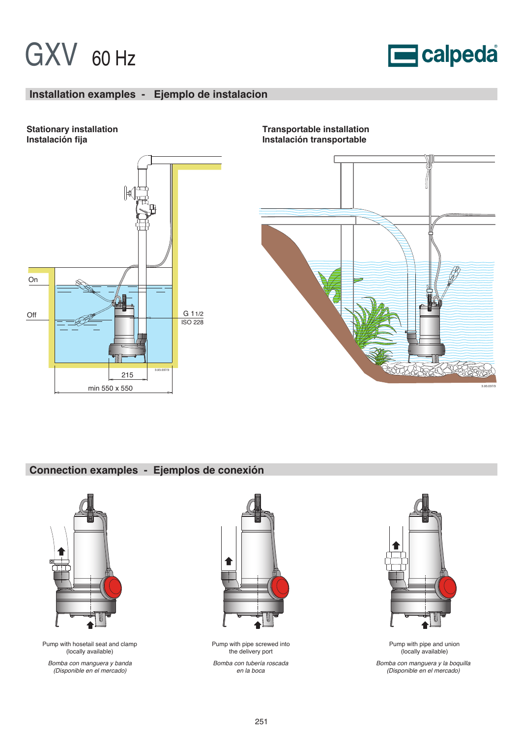# GXV 60 Hz

## Installation examples - Ejemplo de instalacion

**Stationary installation**
**Instalación fija**

On

Off

G 1 1/2
ISO 228

215

min 550 x 550

**Transportable installation**
**Instalación transportable**

## Connection examples - Ejemplos de conexión

Pump with hosetail seat and clamp
(locally available)

*Bomba con manguera y banda*
*(Disponible en el mercado)*

Pump with pipe screwed into
the delivery port

*Bomba con tubería roscada*
*en la boca*

Pump with pipe and union
(locally available)

*Bomba con manguera y la boquilla*
*(Disponible en el mercado)*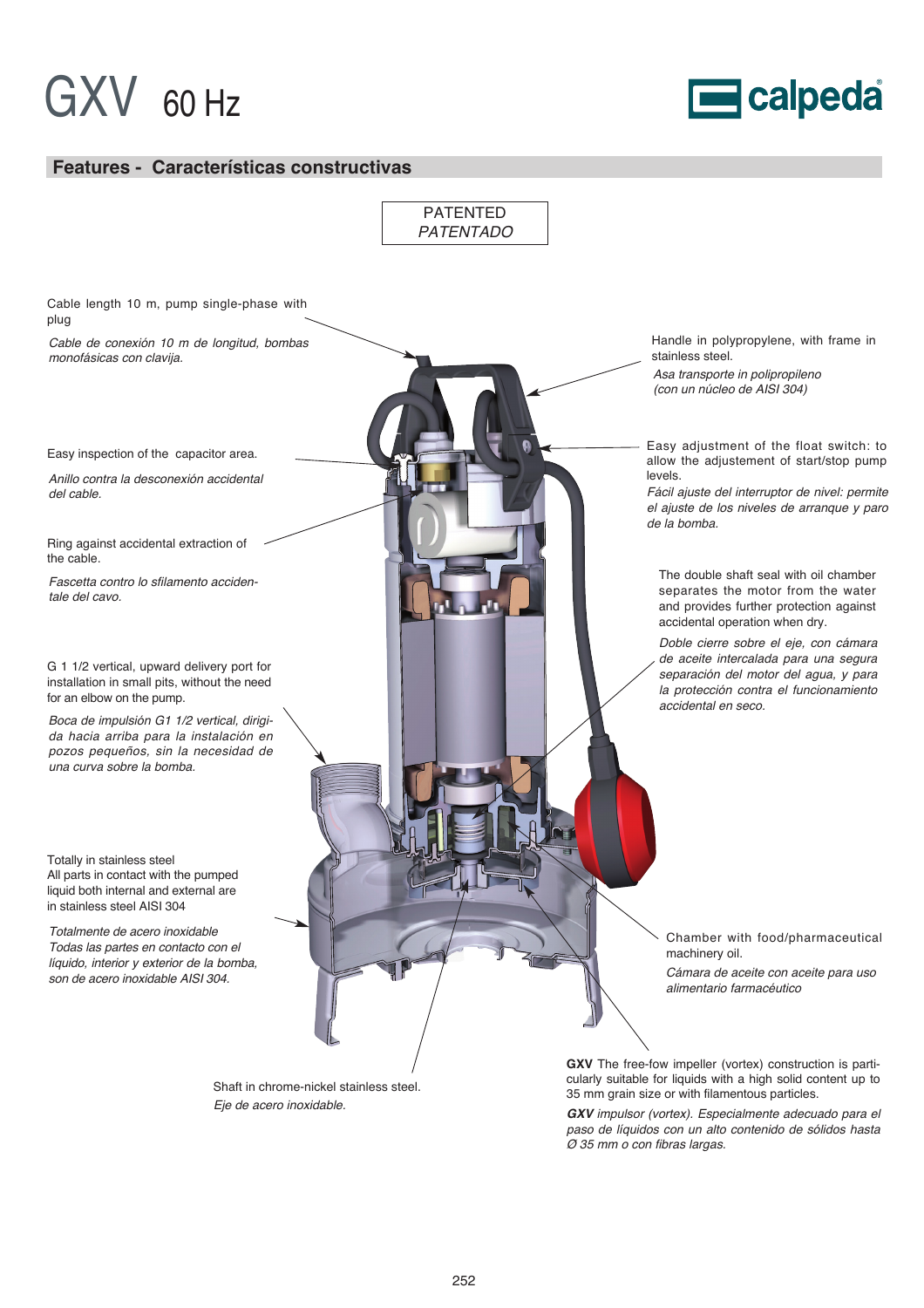# GXV 60 Hz

calpeda

## Features - Características constructivas

PATENTED
*PATENTADO*

Cable length 10 m, pump single-phase with plug

*Cable de conexión 10 m de longitud, bombas monofásicas con clavija.*

Easy inspection of the capacitor area.

*Anillo contra la desconexión accidental del cable.*

Ring against accidental extraction of the cable.

*Fascetta contro lo sfilamento accidentale del cavo.*

G 1 1/2 vertical, upward delivery port for installation in small pits, without the need for an elbow on the pump.

*Boca de impulsión G1 1/2 vertical, dirigida hacia arriba para la instalación en pozos pequeños, sin la necesidad de una curva sobre la bomba.*

Totally in stainless steel
All parts in contact with the pumped liquid both internal and external are in stainless steel AISI 304

*Totalmente de acero inoxidable*
*Todas las partes en contacto con el líquido, interior y exterior de la bomba, son de acero inoxidable AISI 304.*

Handle in polypropylene, with frame in stainless steel.

*Asa transporte in polipropileno (con un núcleo de AISI 304)*

Easy adjustment of the float switch: to allow the adjustement of start/stop pump levels.

*Fácil ajuste del interruptor de nivel: permite el ajuste de los niveles de arranque y paro de la bomba.*

The double shaft seal with oil chamber separates the motor from the water and provides further protection against accidental operation when dry.

*Doble cierre sobre el eje, con cámara de aceite intercalada para una segura separación del motor del agua, y para la protección contra el funcionamiento accidental en seco.*

Chamber with food/pharmaceutical machinery oil.

*Cámara de aceite con aceite para uso alimentario farmacéutico*

Shaft in chrome-nickel stainless steel.

*Eje de acero inoxidable.*

**GXV** The free-fow impeller (vortex) construction is particularly suitable for liquids with a high solid content up to 35 mm grain size or with filamentous particles.

***GXV** impulsor (vortex). Especialmente adecuado para el paso de líquidos con un alto contenido de sólidos hasta Ø 35 mm o con fibras largas.*